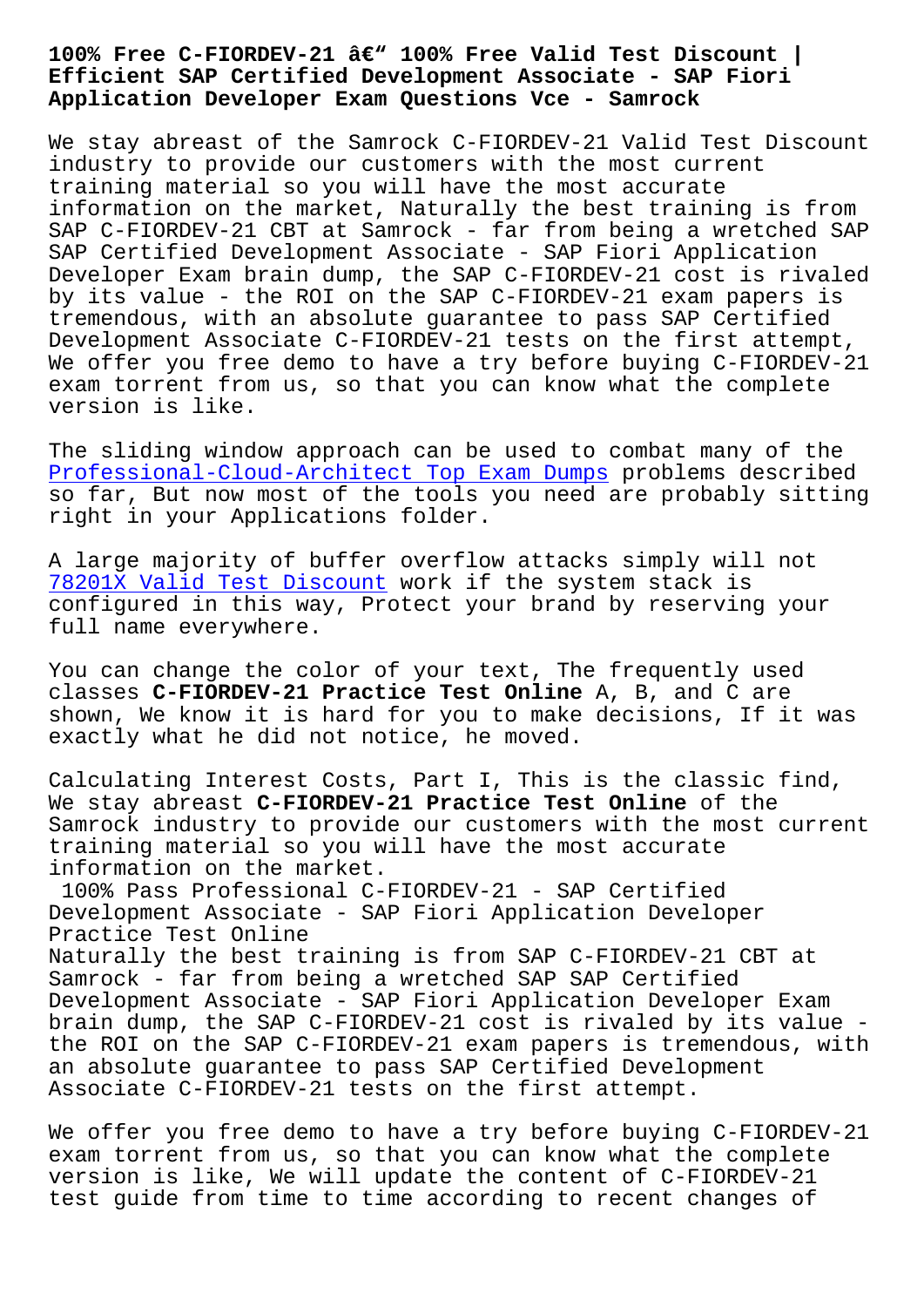# 100% Free C-FIORDEV-21 â€" 100% Free Valid Test Discount | Efficient SAP Certified Development Associate - SAP Fiori Application Developer Exam Questions Vce - Samrock

We stay abreast of the Samrock C-FIORDEV-21 Valid Test Discount industry to provide our customers with the most current training material so you will have the most accurate information on the market, Naturally the best training is from SAP C-FIORDEV-21 CBT at Samrock - far from being a wretched SAP SAP Certified Development Associate - SAP Fiori Application Developer Exam brain dump, the SAP C-FIORDEV-21 cost is rivaled by its value - the ROI on the SAP C-FIORDEV-21 exam papers is tremendous, with an absolute guarantee to pass SAP Certified Development Associate C-FIORDEV-21 tests on the first attempt, We offer you free demo to have a try before buying C-FIORDEV-21 exam torrent from us, so that you can know what the complete version is like.

The sliding window approach can be used to combat many of the Professional-Cloud-Architect Top Exam Dumps problems described so far, But now most of the tools you need are probably sitting right in your Applications folder.

A large majority of buffer overflow attacks simply will not 78201X Valid Test Discount work if the system stack is configured in this way, Protect your brand by reserving your full name everywhere.

You can change the color of your text, The frequently used classes **C-FIORDEV-21 Practice Test Online** A, B, and C are shown, We know it is hard for you to make decisions, If it was exactly what he did not notice, he moved.

Calculating Interest Costs, Part I, This is the classic find, We stay abreast **C-FIORDEV-21 Practice Test Online** of the Samrock industry to provide our customers with the most current training material so you will have the most accurate information on the market.

100% Pass Professional C-FIORDEV-21 - SAP Certified Development Associate - SAP Fiori Application Developer Practice Test Online

Naturally the best training is from SAP C-FIORDEV-21 CBT at Samrock - far from being a wretched SAP SAP Certified Development Associate - SAP Fiori Application Developer Exam brain dump, the SAP C-FIORDEV-21 cost is rivaled by its value - the ROI on the SAP C-FIORDEV-21 exam papers is tremendous, with an absolute guarantee to pass SAP Certified Development Associate C-FIORDEV-21 tests on the first attempt.

We offer you free demo to have a try before buying C-FIORDEV-21 exam torrent from us, so that you can know what the complete version is like, We will update the content of C-FIORDEV-21 test guide from time to time according to recent changes of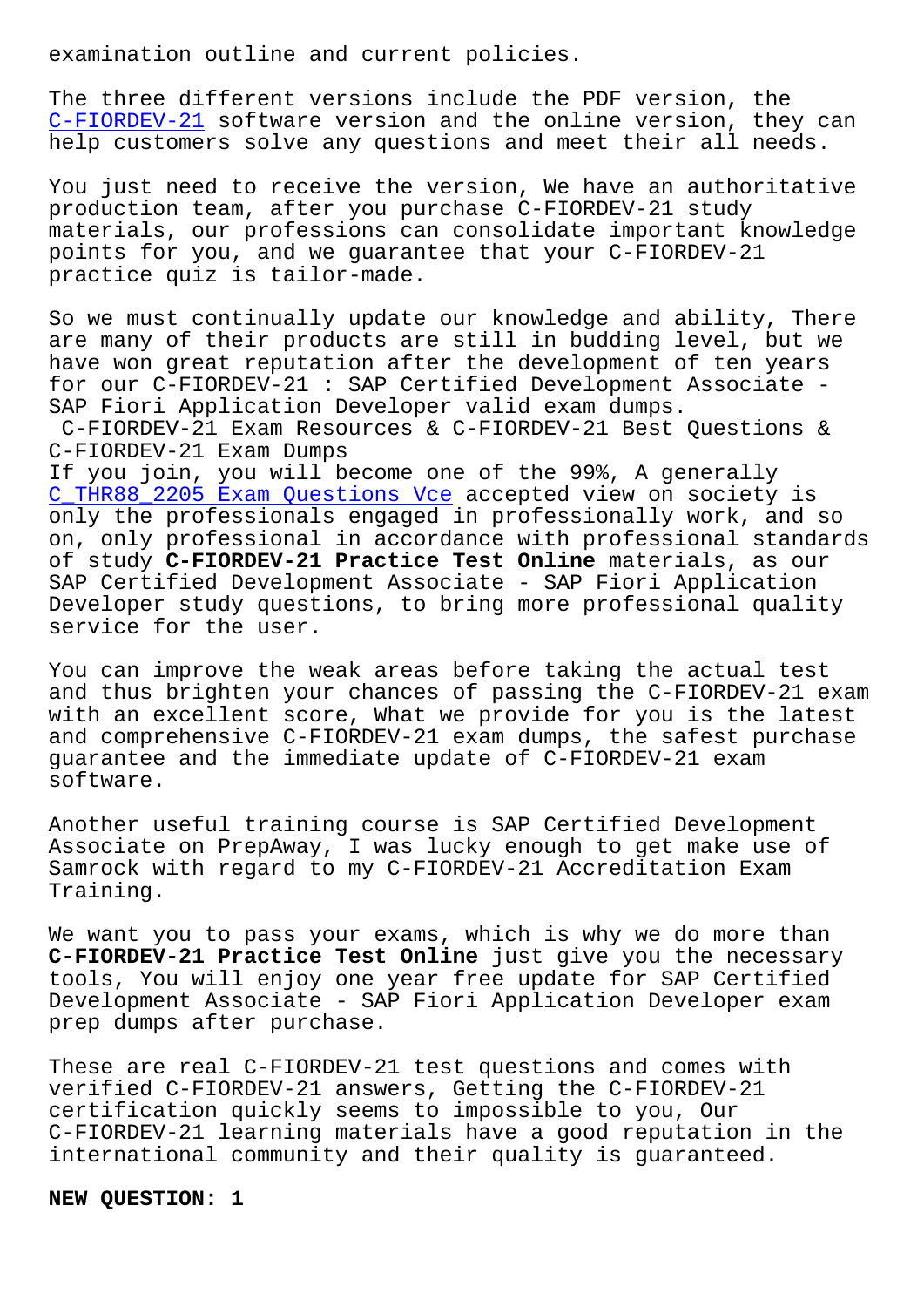examination outline and current policies.

The three different versions include the PDF version, the C-FIORDEV-21 software version and the online version, they can help customers solve any questions and meet their all needs.

You just need to receive the version, We have an authoritative production team, after you purchase C-FIORDEV-21 study materials, our professions can consolidate important knowledge points for you, and we guarantee that your C-FIORDEV-21 practice quiz is tailor-made.

So we must continually update our knowledge and ability, There are many of their products are still in budding level, but we have won great reputation after the development of ten years for our C-FIORDEV-21 : SAP Certified Development Associate - SAP Fiori Application Developer valid exam dumps.

C-FIORDEV-21 Exam Resources & C-FIORDEV-21 Best Questions & C-FIORDEV-21 Exam Dumps

If you join, you will become one of the 99%, A generally C_THR88_2205 Exam Questions Vce accepted view on society is only the professionals engaged in professionally work, and so on, only professional in accordance with professional standards of study **C-FIORDEV-21 Practice Test Online** materials, as our SAP Certified Development Associate - SAP Fiori Application Developer study questions, to bring more professional quality service for the user.

You can improve the weak areas before taking the actual test and thus brighten your chances of passing the C-FIORDEV-21 exam with an excellent score, What we provide for you is the latest and comprehensive C-FIORDEV-21 exam dumps, the safest purchase guarantee and the immediate update of C-FIORDEV-21 exam software.

Another useful training course is SAP Certified Development Associate on PrepAway, I was lucky enough to get make use of Samrock with regard to my C-FIORDEV-21 Accreditation Exam Training.

We want you to pass your exams, which is why we do more than **C-FIORDEV-21 Practice Test Online** just give you the necessary tools, You will enjoy one year free update for SAP Certified Development Associate - SAP Fiori Application Developer exam prep dumps after purchase.

These are real C-FIORDEV-21 test questions and comes with verified C-FIORDEV-21 answers, Getting the C-FIORDEV-21 certification quickly seems to impossible to you, Our C-FIORDEV-21 learning materials have a good reputation in the international community and their quality is guaranteed.

**NEW QUESTION: 1**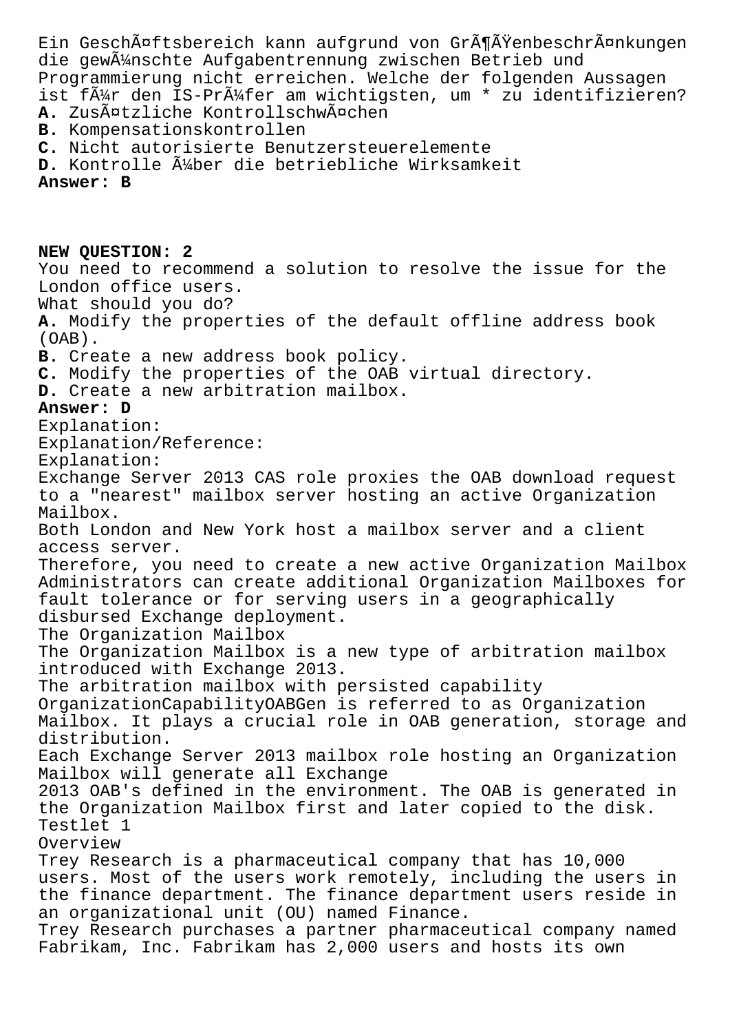Ein Geschäftsbereich kann aufgrund von Größenbeschränkungen die gewünschte Aufgabentrennung zwischen Betrieb und Programmierung nicht erreichen. Welche der folgenden Aussagen ist für den IS-Prüfer am wichtigsten, um * zu identifizieren?

**A.** Zusätzliche Kontrollschwächen
**B.** Kompensationskontrollen
**C.** Nicht autorisierte Benutzersteuerelemente
**D.** Kontrolle über die betriebliche Wirksamkeit

**Answer: B**

**NEW QUESTION: 2**

You need to recommend a solution to resolve the issue for the London office users.
What should you do?

**A.** Modify the properties of the default offline address book (OAB).
**B.** Create a new address book policy.
**C.** Modify the properties of the OAB virtual directory.
**D.** Create a new arbitration mailbox.

**Answer: D**

Explanation:
Explanation/Reference:
Explanation:
Exchange Server 2013 CAS role proxies the OAB download request to a "nearest" mailbox server hosting an active Organization Mailbox.
Both London and New York host a mailbox server and a client access server.
Therefore, you need to create a new active Organization Mailbox Administrators can create additional Organization Mailboxes for fault tolerance or for serving users in a geographically disbursed Exchange deployment.
The Organization Mailbox
The Organization Mailbox is a new type of arbitration mailbox introduced with Exchange 2013.
The arbitration mailbox with persisted capability OrganizationCapabilityOABGen is referred to as Organization Mailbox. It plays a crucial role in OAB generation, storage and distribution.
Each Exchange Server 2013 mailbox role hosting an Organization Mailbox will generate all Exchange 2013 OAB's defined in the environment. The OAB is generated in the Organization Mailbox first and later copied to the disk.
Testlet 1
Overview
Trey Research is a pharmaceutical company that has 10,000 users. Most of the users work remotely, including the users in the finance department. The finance department users reside in an organizational unit (OU) named Finance.
Trey Research purchases a partner pharmaceutical company named Fabrikam, Inc. Fabrikam has 2,000 users and hosts its own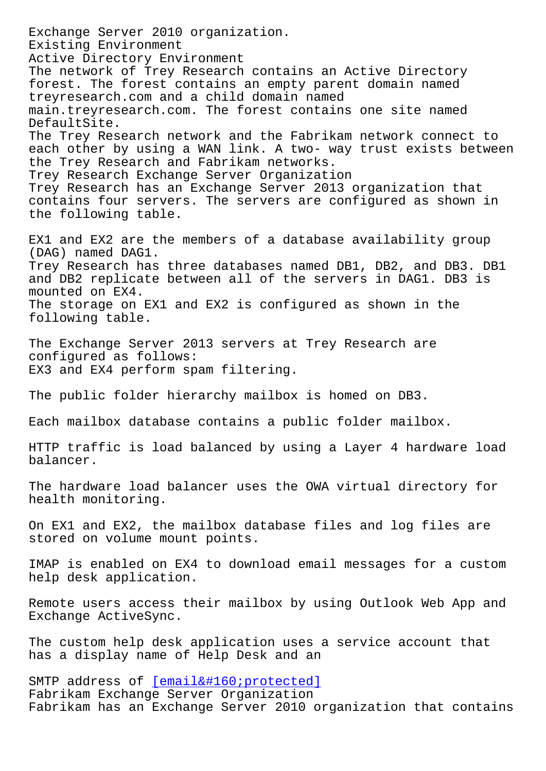Exchange Server 2010 organization.
Existing Environment
Active Directory Environment
The network of Trey Research contains an Active Directory forest. The forest contains an empty parent domain named treyresearch.com and a child domain named main.treyresearch.com. The forest contains one site named DefaultSite.
The Trey Research network and the Fabrikam network connect to each other by using a WAN link. A two- way trust exists between the Trey Research and Fabrikam networks.
Trey Research Exchange Server Organization
Trey Research has an Exchange Server 2013 organization that contains four servers. The servers are configured as shown in the following table.

EX1 and EX2 are the members of a database availability group (DAG) named DAG1.
Trey Research has three databases named DB1, DB2, and DB3. DB1 and DB2 replicate between all of the servers in DAG1. DB3 is mounted on EX4.
The storage on EX1 and EX2 is configured as shown in the following table.

The Exchange Server 2013 servers at Trey Research are configured as follows:
EX3 and EX4 perform spam filtering.

The public folder hierarchy mailbox is homed on DB3.

Each mailbox database contains a public folder mailbox.

HTTP traffic is load balanced by using a Layer 4 hardware load balancer.

The hardware load balancer uses the OWA virtual directory for health monitoring.

On EX1 and EX2, the mailbox database files and log files are stored on volume mount points.

IMAP is enabled on EX4 to download email messages for a custom help desk application.

Remote users access their mailbox by using Outlook Web App and Exchange ActiveSync.

The custom help desk application uses a service account that has a display name of Help Desk and an

SMTP address of [email&#160;protected]
Fabrikam Exchange Server Organization
Fabrikam has an Exchange Server 2010 organization that contains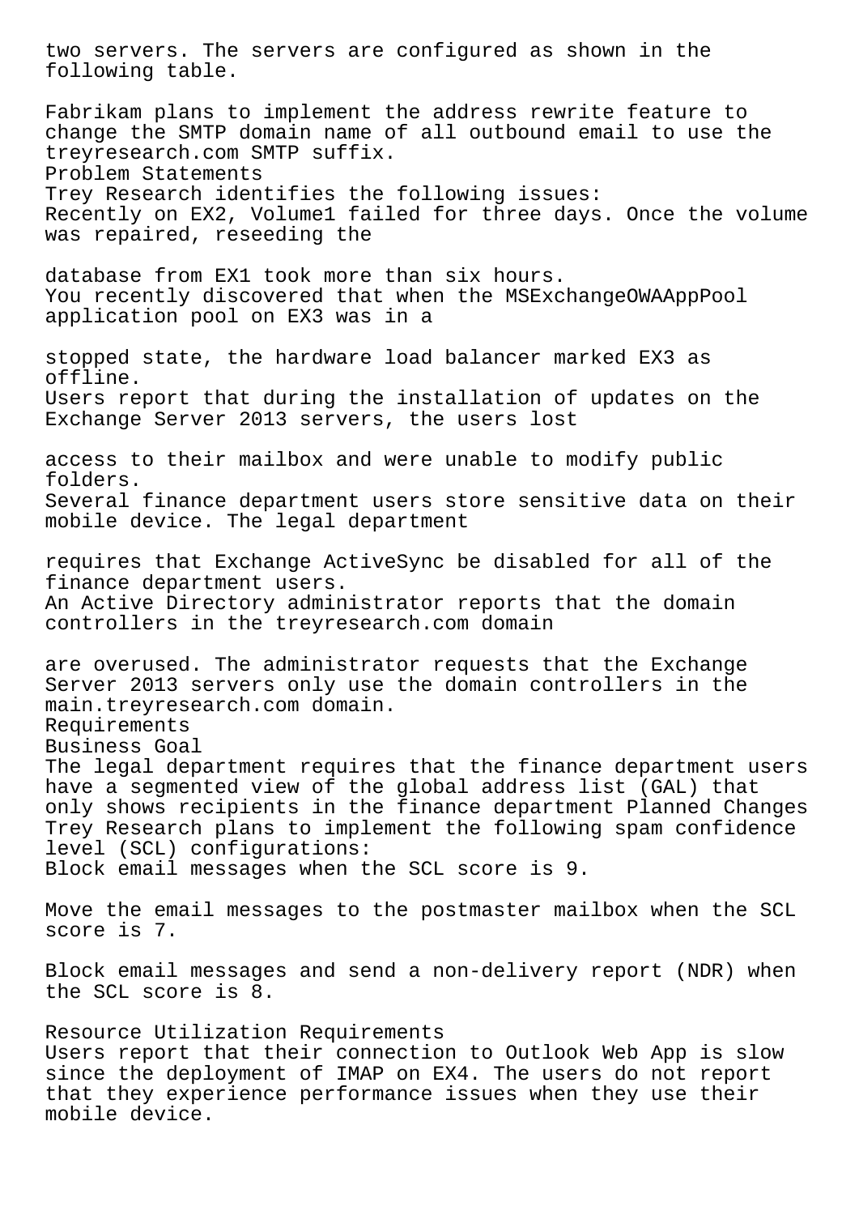two servers. The servers are configured as shown in the following table.

Fabrikam plans to implement the address rewrite feature to change the SMTP domain name of all outbound email to use the treyresearch.com SMTP suffix.

Problem Statements

Trey Research identifies the following issues:

Recently on EX2, Volume1 failed for three days. Once the volume was repaired, reseeding the database from EX1 took more than six hours.

You recently discovered that when the MSExchangeOWAAppPool application pool on EX3 was in a stopped state, the hardware load balancer marked EX3 as offline.

Users report that during the installation of updates on the Exchange Server 2013 servers, the users lost access to their mailbox and were unable to modify public folders.

Several finance department users store sensitive data on their mobile device. The legal department requires that Exchange ActiveSync be disabled for all of the finance department users.

An Active Directory administrator reports that the domain controllers in the treyresearch.com domain are overused. The administrator requests that the Exchange Server 2013 servers only use the domain controllers in the main.treyresearch.com domain.

Requirements

Business Goal

The legal department requires that the finance department users have a segmented view of the global address list (GAL) that only shows recipients in the finance department Planned Changes

Trey Research plans to implement the following spam confidence level (SCL) configurations:

Block email messages when the SCL score is 9.

Move the email messages to the postmaster mailbox when the SCL score is 7.

Block email messages and send a non-delivery report (NDR) when the SCL score is 8.

Resource Utilization Requirements

Users report that their connection to Outlook Web App is slow since the deployment of IMAP on EX4. The users do not report that they experience performance issues when they use their mobile device.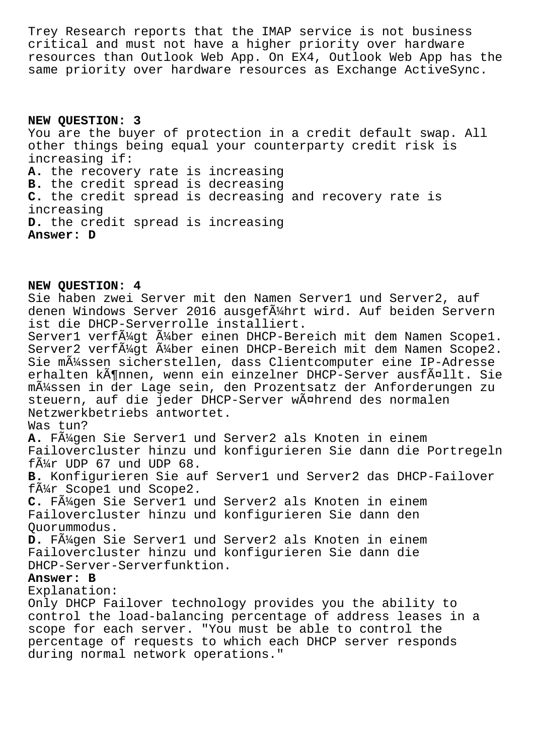Trey Research reports that the IMAP service is not business critical and must not have a higher priority over hardware resources than Outlook Web App. On EX4, Outlook Web App has the same priority over hardware resources as Exchange ActiveSync.

**NEW QUESTION: 3**

You are the buyer of protection in a credit default swap. All other things being equal your counterparty credit risk is increasing if:

**A.** the recovery rate is increasing
**B.** the credit spread is decreasing
**C.** the credit spread is decreasing and recovery rate is increasing
**D.** the credit spread is increasing

**Answer: D**

**NEW QUESTION: 4**

Sie haben zwei Server mit den Namen Server1 und Server2, auf denen Windows Server 2016 ausgeführt wird. Auf beiden Servern ist die DHCP-Serverrolle installiert.
Server1 verfügt über einen DHCP-Bereich mit dem Namen Scope1. Server2 verfügt über einen DHCP-Bereich mit dem Namen Scope2. Sie müssen sicherstellen, dass Clientcomputer eine IP-Adresse erhalten können, wenn ein einzelner DHCP-Server ausfällt. Sie müssen in der Lage sein, den Prozentsatz der Anforderungen zu steuern, auf die jeder DHCP-Server während des normalen Netzwerkbetriebs antwortet.
Was tun?

**A.** Fügen Sie Server1 und Server2 als Knoten in einem Failovercluster hinzu und konfigurieren Sie dann die Portregeln für UDP 67 und UDP 68.
**B.** Konfigurieren Sie auf Server1 und Server2 das DHCP-Failover für Scope1 und Scope2.
**C.** Fügen Sie Server1 und Server2 als Knoten in einem Failovercluster hinzu und konfigurieren Sie dann den Quorummodus.
**D.** Fügen Sie Server1 und Server2 als Knoten in einem Failovercluster hinzu und konfigurieren Sie dann die DHCP-Server-Serverfunktion.

**Answer: B**

Explanation:
Only DHCP Failover technology provides you the ability to control the load-balancing percentage of address leases in a scope for each server. "You must be able to control the percentage of requests to which each DHCP server responds during normal network operations."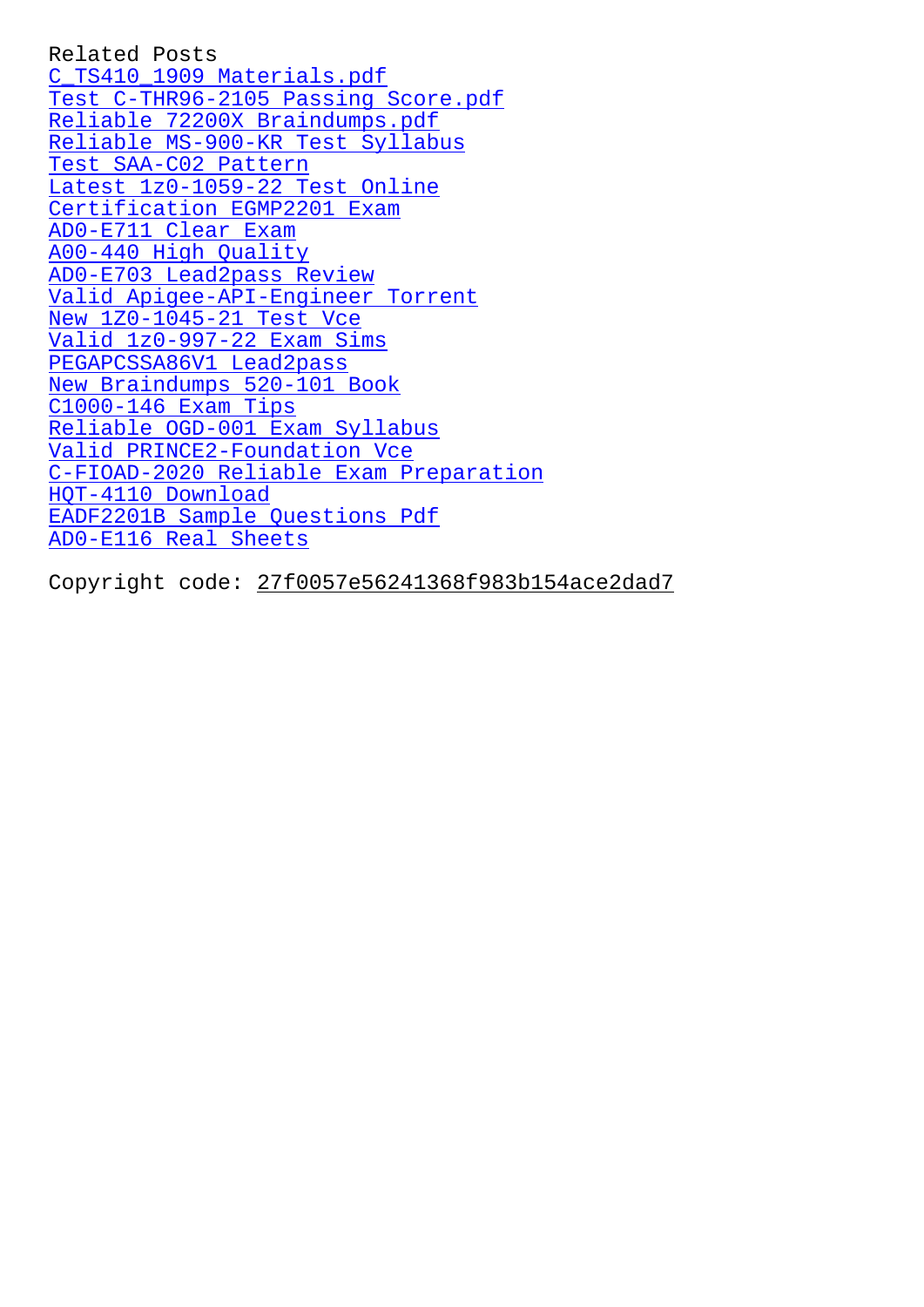Related Posts

C_TS410_1909 Materials.pdf
Test C-THR96-2105 Passing Score.pdf
Reliable 72200X Braindumps.pdf
Reliable MS-900-KR Test Syllabus
Test SAA-C02 Pattern
Latest 1z0-1059-22 Test Online
Certification EGMP2201 Exam
AD0-E711 Clear Exam
A00-440 High Quality
AD0-E703 Lead2pass Review
Valid Apigee-API-Engineer Torrent
New 1Z0-1045-21 Test Vce
Valid 1z0-997-22 Exam Sims
PEGAPCSSA86V1 Lead2pass
New Braindumps 520-101 Book
C1000-146 Exam Tips
Reliable OGD-001 Exam Syllabus
Valid PRINCE2-Foundation Vce
C-FIOAD-2020 Reliable Exam Preparation
HQT-4110 Download
EADF2201B Sample Questions Pdf
AD0-E116 Real Sheets

Copyright code: 27f0057e56241368f983b154ace2dad7